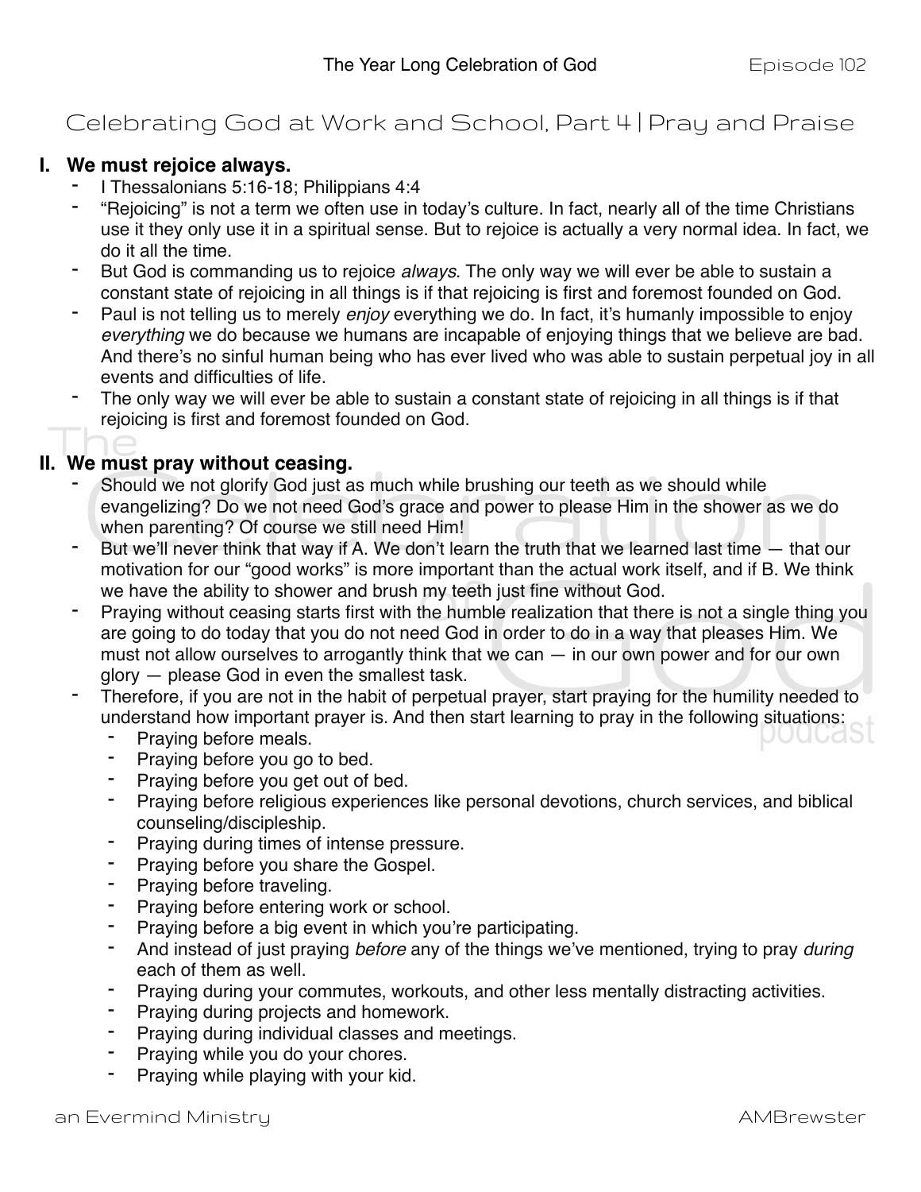# Celebrating God at Work and School, Part 4 | Pray and Praise

## I. We must rejoice always.

- I Thessalonians 5:16-18; Philippians 4:4
- "Rejoicing" is not a term we often use in today's culture. In fact, nearly all of the time Christians use it they only use it in a spiritual sense. But to rejoice is actually a very normal idea. In fact, we do it all the time.
- But God is commanding us to rejoice *always*. The only way we will ever be able to sustain a constant state of rejoicing in all things is if that rejoicing is first and foremost founded on God.
- Paul is not telling us to merely *enjoy* everything we do. In fact, it's humanly impossible to enjoy *everything* we do because we humans are incapable of enjoying things that we believe are bad. And there's no sinful human being who has ever lived who was able to sustain perpetual joy in all events and difficulties of life.
- The only way we will ever be able to sustain a constant state of rejoicing in all things is if that rejoicing is first and foremost founded on God.

## II. We must pray without ceasing.

- Should we not glorify God just as much while brushing our teeth as we should while evangelizing? Do we not need God's grace and power to please Him in the shower as we do when parenting? Of course we still need Him!
- But we'll never think that way if A. We don't learn the truth that we learned last time — that our motivation for our "good works" is more important than the actual work itself, and if B. We think we have the ability to shower and brush my teeth just fine without God.
- Praying without ceasing starts first with the humble realization that there is not a single thing you are going to do today that you do not need God in order to do in a way that pleases Him. We must not allow ourselves to arrogantly think that we can — in our own power and for our own glory — please God in even the smallest task.
- Therefore, if you are not in the habit of perpetual prayer, start praying for the humility needed to understand how important prayer is. And then start learning to pray in the following situations:
  - Praying before meals.
  - Praying before you go to bed.
  - Praying before you get out of bed.
  - Praying before religious experiences like personal devotions, church services, and biblical counseling/discipleship.
  - Praying during times of intense pressure.
  - Praying before you share the Gospel.
  - Praying before traveling.
  - Praying before entering work or school.
  - Praying before a big event in which you're participating.
  - And instead of just praying *before* any of the things we've mentioned, trying to pray *during* each of them as well.
  - Praying during your commutes, workouts, and other less mentally distracting activities.
  - Praying during projects and homework.
  - Praying during individual classes and meetings.
  - Praying while you do your chores.
  - Praying while playing with your kid.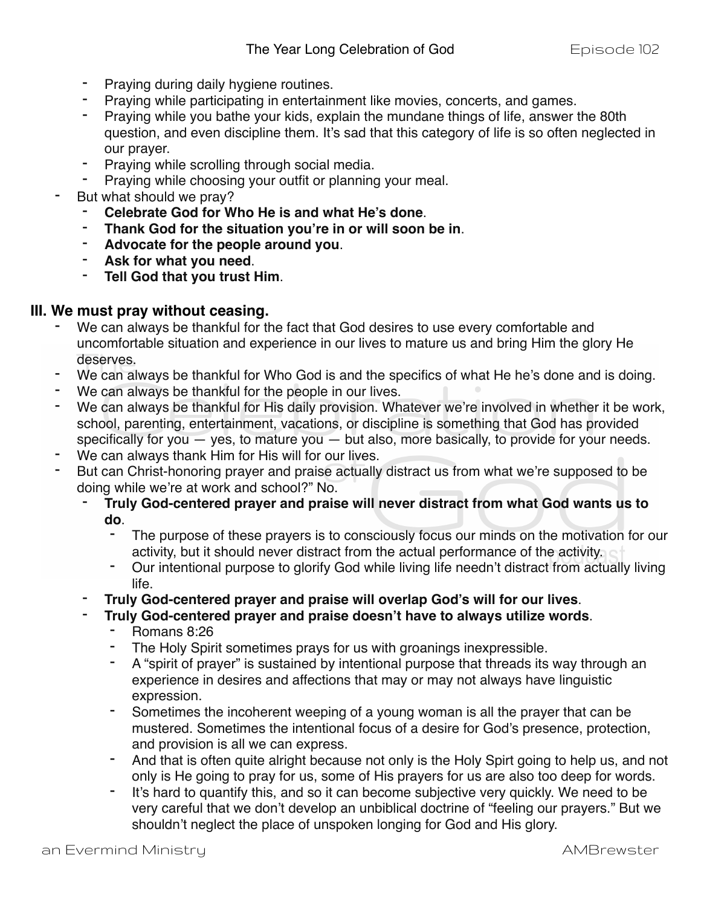- Praying during daily hygiene routines.
- Praying while participating in entertainment like movies, concerts, and games.
- Praying while you bathe your kids, explain the mundane things of life, answer the 80th question, and even discipline them. It's sad that this category of life is so often neglected in our prayer.
- Praying while scrolling through social media.
- Praying while choosing your outfit or planning your meal.

- But what should we pray?
  - **Celebrate God for Who He is and what He's done**.
  - **Thank God for the situation you're in or will soon be in**.
  - **Advocate for the people around you**.
  - **Ask for what you need**.
  - **Tell God that you trust Him**.

### III. We must pray without ceasing.

- We can always be thankful for the fact that God desires to use every comfortable and uncomfortable situation and experience in our lives to mature us and bring Him the glory He deserves.
- We can always be thankful for Who God is and the specifics of what He he's done and is doing.
- We can always be thankful for the people in our lives.
- We can always be thankful for His daily provision. Whatever we're involved in whether it be work, school, parenting, entertainment, vacations, or discipline is something that God has provided specifically for you — yes, to mature you — but also, more basically, to provide for your needs.
- We can always thank Him for His will for our lives.
- But can Christ-honoring prayer and praise actually distract us from what we're supposed to be doing while we're at work and school?" No.
  - **Truly God-centered prayer and praise will never distract from what God wants us to do**.
    - The purpose of these prayers is to consciously focus our minds on the motivation for our activity, but it should never distract from the actual performance of the activity.
    - Our intentional purpose to glorify God while living life needn't distract from actually living life.
  - **Truly God-centered prayer and praise will overlap God's will for our lives**.
  - **Truly God-centered prayer and praise doesn't have to always utilize words**.
    - Romans 8:26
    - The Holy Spirit sometimes prays for us with groanings inexpressible.
    - A "spirit of prayer" is sustained by intentional purpose that threads its way through an experience in desires and affections that may or may not always have linguistic expression.
    - Sometimes the incoherent weeping of a young woman is all the prayer that can be mustered. Sometimes the intentional focus of a desire for God's presence, protection, and provision is all we can express.
    - And that is often quite alright because not only is the Holy Spirt going to help us, and not only is He going to pray for us, some of His prayers for us are also too deep for words.
    - It's hard to quantify this, and so it can become subjective very quickly. We need to be very careful that we don't develop an unbiblical doctrine of "feeling our prayers." But we shouldn't neglect the place of unspoken longing for God and His glory.